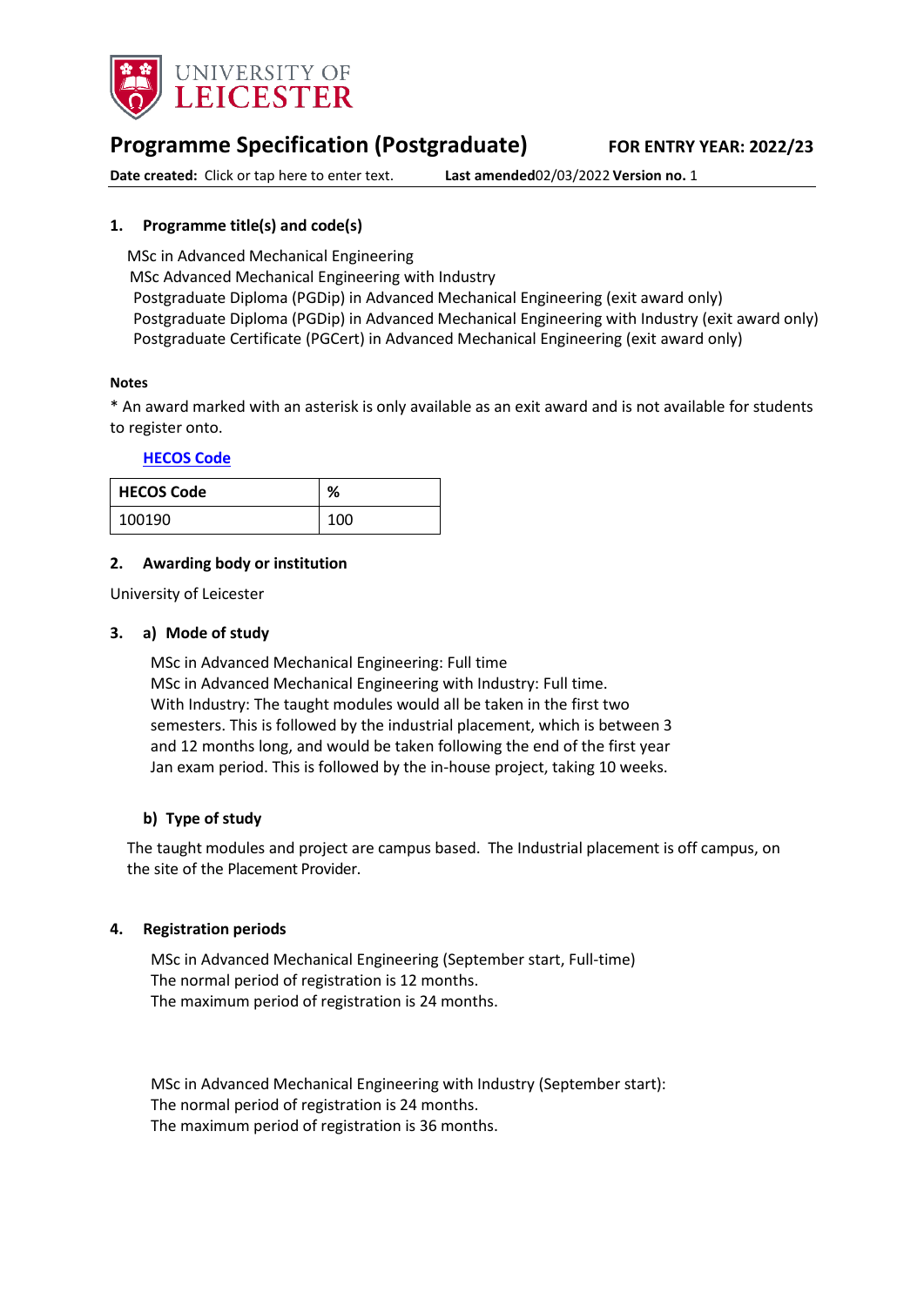UNIVERSITY OF LEICESTER

# Programme Specification (Postgraduate)

**FOR ENTRY YEAR: 2022/23**

**Date created:** Click or tap here to enter text. **Last amended**02/03/2022 **Version no.** 1

## 1. Programme title(s) and code(s)

MSc in Advanced Mechanical Engineering
MSc Advanced Mechanical Engineering with Industry
Postgraduate Diploma (PGDip) in Advanced Mechanical Engineering (exit award only)
Postgraduate Diploma (PGDip) in Advanced Mechanical Engineering with Industry (exit award only)
Postgraduate Certificate (PGCert) in Advanced Mechanical Engineering (exit award only)

**Notes**

* An award marked with an asterisk is only available as an exit award and is not available for students to register onto.

**HECOS Code**

| HECOS Code | % |
|---|---|
| 100190 | 100 |

## 2. Awarding body or institution

University of Leicester

## 3. a) Mode of study

MSc in Advanced Mechanical Engineering: Full time
MSc in Advanced Mechanical Engineering with Industry: Full time.
With Industry: The taught modules would all be taken in the first two semesters. This is followed by the industrial placement, which is between 3 and 12 months long, and would be taken following the end of the first year Jan exam period. This is followed by the in-house project, taking 10 weeks.

### b) Type of study

The taught modules and project are campus based. The Industrial placement is off campus, on the site of the Placement Provider.

## 4. Registration periods

MSc in Advanced Mechanical Engineering (September start, Full-time)
The normal period of registration is 12 months.
The maximum period of registration is 24 months.

MSc in Advanced Mechanical Engineering with Industry (September start):
The normal period of registration is 24 months.
The maximum period of registration is 36 months.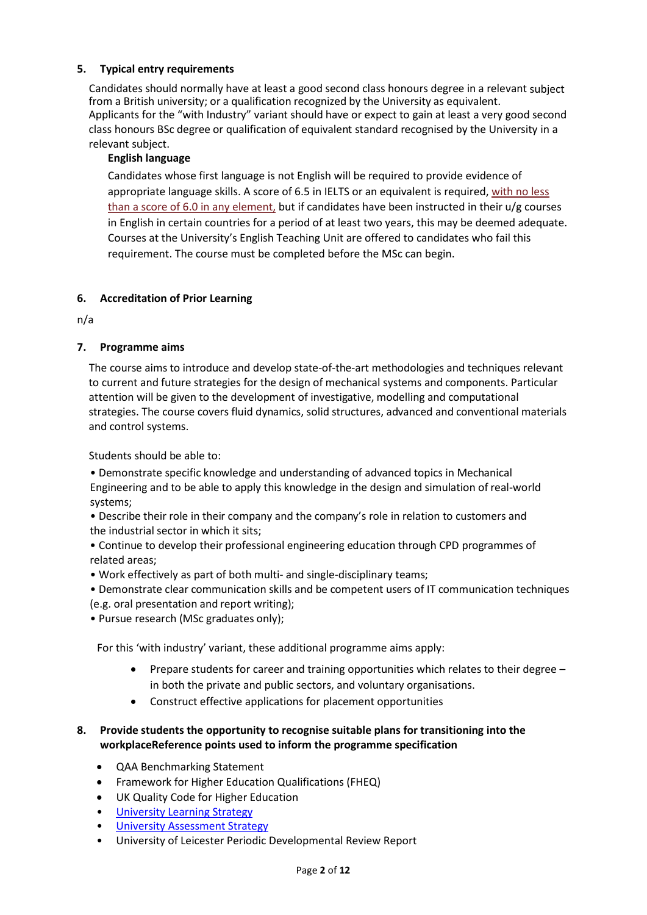## 5. Typical entry requirements

Candidates should normally have at least a good second class honours degree in a relevant subject from a British university; or a qualification recognized by the University as equivalent.
Applicants for the "with Industry" variant should have or expect to gain at least a very good second class honours BSc degree or qualification of equivalent standard recognised by the University in a relevant subject.

**English language**

Candidates whose first language is not English will be required to provide evidence of appropriate language skills. A score of 6.5 in IELTS or an equivalent is required, with no less than a score of 6.0 in any element, but if candidates have been instructed in their u/g courses in English in certain countries for a period of at least two years, this may be deemed adequate. Courses at the University's English Teaching Unit are offered to candidates who fail this requirement. The course must be completed before the MSc can begin.

## 6. Accreditation of Prior Learning

n/a

## 7. Programme aims

The course aims to introduce and develop state-of-the-art methodologies and techniques relevant to current and future strategies for the design of mechanical systems and components. Particular attention will be given to the development of investigative, modelling and computational strategies. The course covers fluid dynamics, solid structures, advanced and conventional materials and control systems.

Students should be able to:

• Demonstrate specific knowledge and understanding of advanced topics in Mechanical Engineering and to be able to apply this knowledge in the design and simulation of real-world systems;
• Describe their role in their company and the company's role in relation to customers and the industrial sector in which it sits;
• Continue to develop their professional engineering education through CPD programmes of related areas;
• Work effectively as part of both multi- and single-disciplinary teams;
• Demonstrate clear communication skills and be competent users of IT communication techniques (e.g. oral presentation and report writing);
• Pursue research (MSc graduates only);

For this 'with industry' variant, these additional programme aims apply:

- Prepare students for career and training opportunities which relates to their degree – in both the private and public sectors, and voluntary organisations.
- Construct effective applications for placement opportunities

## 8. Provide students the opportunity to recognise suitable plans for transitioning into the workplaceReference points used to inform the programme specification

- QAA Benchmarking Statement
- Framework for Higher Education Qualifications (FHEQ)
- UK Quality Code for Higher Education
- University Learning Strategy
- University Assessment Strategy
- University of Leicester Periodic Developmental Review Report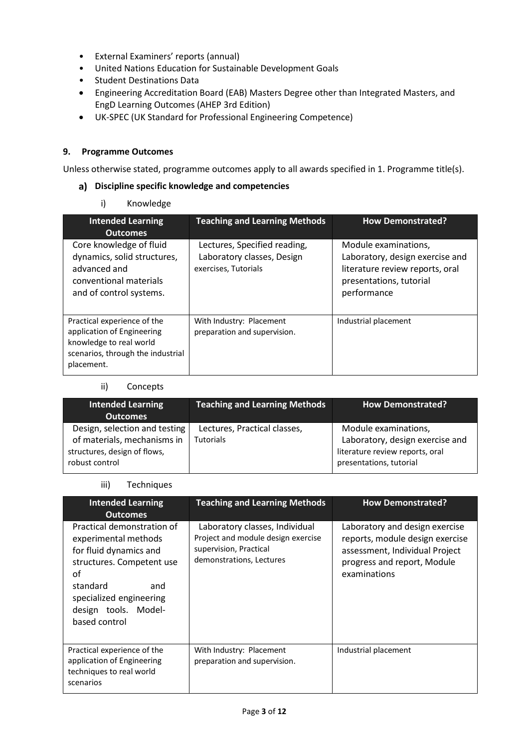- External Examiners' reports (annual)
- United Nations Education for Sustainable Development Goals
- Student Destinations Data
- Engineering Accreditation Board (EAB) Masters Degree other than Integrated Masters, and EngD Learning Outcomes (AHEP 3rd Edition)
- UK-SPEC (UK Standard for Professional Engineering Competence)

## 9. Programme Outcomes

Unless otherwise stated, programme outcomes apply to all awards specified in 1. Programme title(s).

### a) Discipline specific knowledge and competencies

i) Knowledge

| Intended Learning Outcomes | Teaching and Learning Methods | How Demonstrated? |
|---|---|---|
| Core knowledge of fluid dynamics, solid structures, advanced and conventional materials and of control systems. | Lectures, Specified reading, Laboratory classes, Design exercises, Tutorials | Module examinations, Laboratory, design exercise and literature review reports, oral presentations, tutorial performance |
| Practical experience of the application of Engineering knowledge to real world scenarios, through the industrial placement. | With Industry: Placement preparation and supervision. | Industrial placement |

ii) Concepts

| Intended Learning Outcomes | Teaching and Learning Methods | How Demonstrated? |
|---|---|---|
| Design, selection and testing of materials, mechanisms in structures, design of flows, robust control | Lectures, Practical classes, Tutorials | Module examinations, Laboratory, design exercise and literature review reports, oral presentations, tutorial |

iii) Techniques

| Intended Learning Outcomes | Teaching and Learning Methods | How Demonstrated? |
|---|---|---|
| Practical demonstration of experimental methods for fluid dynamics and structures. Competent use of standard and specialized engineering design tools. Model-based control | Laboratory classes, Individual Project and module design exercise supervision, Practical demonstrations, Lectures | Laboratory and design exercise reports, module design exercise assessment, Individual Project progress and report, Module examinations |
| Practical experience of the application of Engineering techniques to real world scenarios | With Industry: Placement preparation and supervision. | Industrial placement |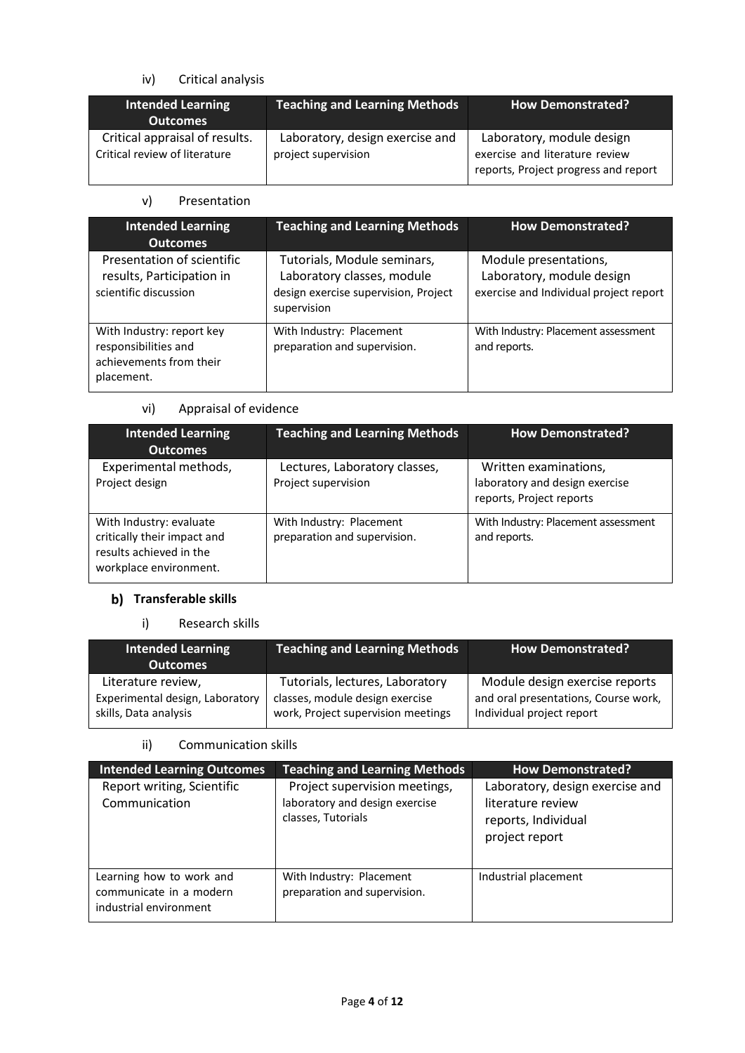iv) Critical analysis

| Intended Learning Outcomes | Teaching and Learning Methods | How Demonstrated? |
|---|---|---|
| Critical appraisal of results. Critical review of literature | Laboratory, design exercise and project supervision | Laboratory, module design exercise and literature review reports, Project progress and report |

v) Presentation

| Intended Learning Outcomes | Teaching and Learning Methods | How Demonstrated? |
|---|---|---|
| Presentation of scientific results, Participation in scientific discussion | Tutorials, Module seminars, Laboratory classes, module design exercise supervision, Project supervision | Module presentations, Laboratory, module design exercise and Individual project report |
| With Industry: report key responsibilities and achievements from their placement. | With Industry: Placement preparation and supervision. | With Industry: Placement assessment and reports. |

vi) Appraisal of evidence

| Intended Learning Outcomes | Teaching and Learning Methods | How Demonstrated? |
|---|---|---|
| Experimental methods, Project design | Lectures, Laboratory classes, Project supervision | Written examinations, laboratory and design exercise reports, Project reports |
| With Industry: evaluate critically their impact and results achieved in the workplace environment. | With Industry: Placement preparation and supervision. | With Industry: Placement assessment and reports. |

### b) Transferable skills

i) Research skills

| Intended Learning Outcomes | Teaching and Learning Methods | How Demonstrated? |
|---|---|---|
| Literature review, Experimental design, Laboratory skills, Data analysis | Tutorials, lectures, Laboratory classes, module design exercise work, Project supervision meetings | Module design exercise reports and oral presentations, Course work, Individual project report |

ii) Communication skills

| Intended Learning Outcomes | Teaching and Learning Methods | How Demonstrated? |
|---|---|---|
| Report writing, Scientific Communication | Project supervision meetings, laboratory and design exercise classes, Tutorials | Laboratory, design exercise and literature review reports, Individual project report |
| Learning how to work and communicate in a modern industrial environment | With Industry: Placement preparation and supervision. | Industrial placement |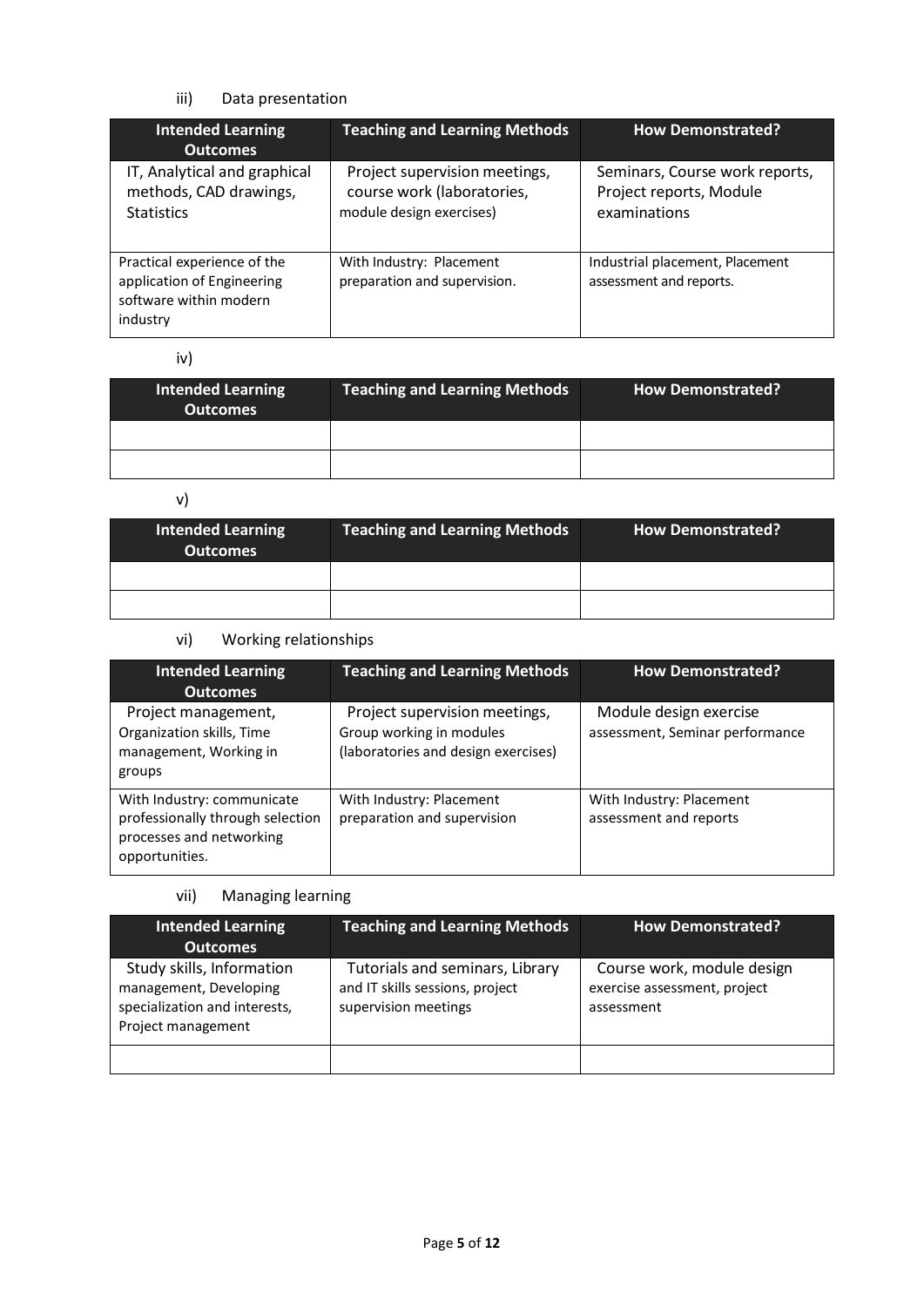iii) Data presentation

| Intended Learning Outcomes | Teaching and Learning Methods | How Demonstrated? |
|---|---|---|
| IT, Analytical and graphical methods, CAD drawings, Statistics | Project supervision meetings, course work (laboratories, module design exercises) | Seminars, Course work reports, Project reports, Module examinations |
| Practical experience of the application of Engineering software within modern industry | With Industry: Placement preparation and supervision. | Industrial placement, Placement assessment and reports. |

iv)

| Intended Learning Outcomes | Teaching and Learning Methods | How Demonstrated? |
|---|---|---|
| | | |
| | | |

v)

| Intended Learning Outcomes | Teaching and Learning Methods | How Demonstrated? |
|---|---|---|
| | | |
| | | |

vi) Working relationships

| Intended Learning Outcomes | Teaching and Learning Methods | How Demonstrated? |
|---|---|---|
| Project management, Organization skills, Time management, Working in groups | Project supervision meetings, Group working in modules (laboratories and design exercises) | Module design exercise assessment, Seminar performance |
| With Industry: communicate professionally through selection processes and networking opportunities. | With Industry: Placement preparation and supervision | With Industry: Placement assessment and reports |

vii) Managing learning

| Intended Learning Outcomes | Teaching and Learning Methods | How Demonstrated? |
|---|---|---|
| Study skills, Information management, Developing specialization and interests, Project management | Tutorials and seminars, Library and IT skills sessions, project supervision meetings | Course work, module design exercise assessment, project assessment |
| | | |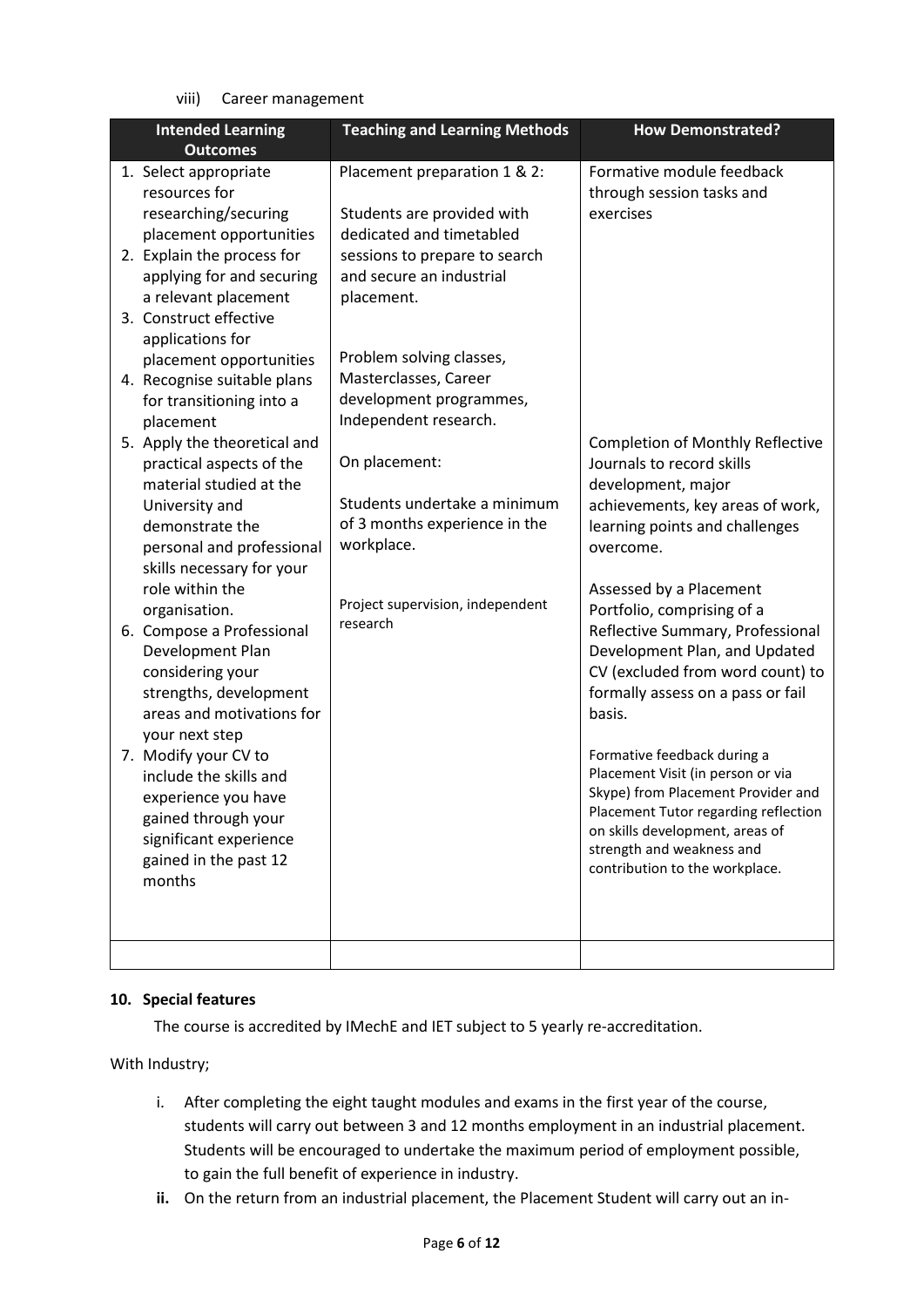viii) Career management

| Intended Learning Outcomes | Teaching and Learning Methods | How Demonstrated? |
|---|---|---|
| 1. Select appropriate resources for researching/securing placement opportunities<br>2. Explain the process for applying for and securing a relevant placement<br>3. Construct effective applications for placement opportunities<br>4. Recognise suitable plans for transitioning into a placement<br>5. Apply the theoretical and practical aspects of the material studied at the University and demonstrate the personal and professional skills necessary for your role within the organisation.<br>6. Compose a Professional Development Plan considering your strengths, development areas and motivations for your next step<br>7. Modify your CV to include the skills and experience you have gained through your significant experience gained in the past 12 months | Placement preparation 1 & 2:<br><br>Students are provided with dedicated and timetabled sessions to prepare to search and secure an industrial placement.<br><br>Problem solving classes, Masterclasses, Career development programmes, Independent research.<br><br>On placement:<br><br>Students undertake a minimum of 3 months experience in the workplace.<br><br>Project supervision, independent research | Formative module feedback through session tasks and exercises<br><br>Completion of Monthly Reflective Journals to record skills development, major achievements, key areas of work, learning points and challenges overcome.<br><br>Assessed by a Placement Portfolio, comprising of a Reflective Summary, Professional Development Plan, and Updated CV (excluded from word count) to formally assess on a pass or fail basis.<br><br>Formative feedback during a Placement Visit (in person or via Skype) from Placement Provider and Placement Tutor regarding reflection on skills development, areas of strength and weakness and contribution to the workplace. |
| | | |

**10. Special features**

The course is accredited by IMechE and IET subject to 5 yearly re-accreditation.

With Industry;

i. After completing the eight taught modules and exams in the first year of the course, students will carry out between 3 and 12 months employment in an industrial placement. Students will be encouraged to undertake the maximum period of employment possible, to gain the full benefit of experience in industry.

**ii.** On the return from an industrial placement, the Placement Student will carry out an in-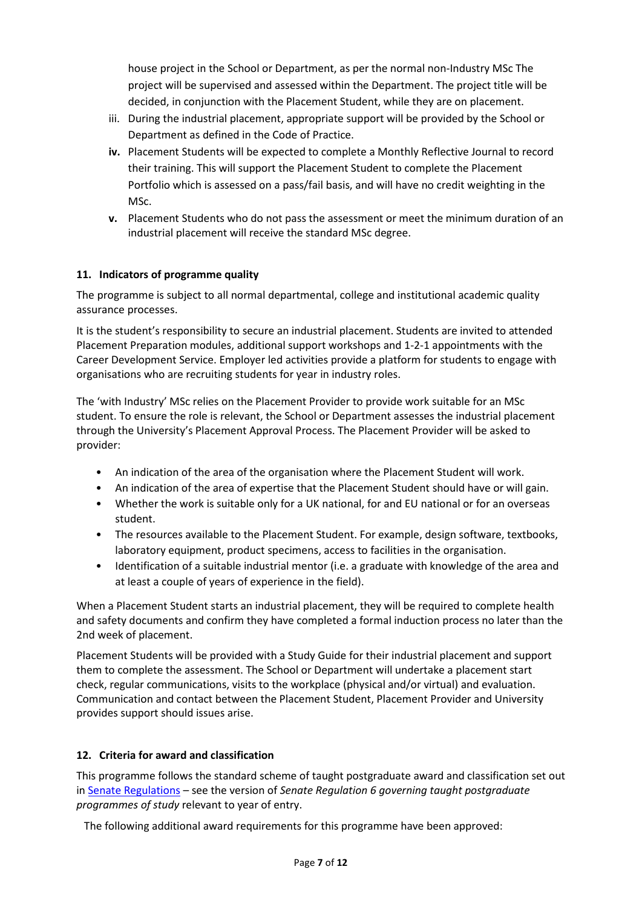house project in the School or Department, as per the normal non-Industry MSc The project will be supervised and assessed within the Department. The project title will be decided, in conjunction with the Placement Student, while they are on placement.

iii. During the industrial placement, appropriate support will be provided by the School or Department as defined in the Code of Practice.

**iv.** Placement Students will be expected to complete a Monthly Reflective Journal to record their training. This will support the Placement Student to complete the Placement Portfolio which is assessed on a pass/fail basis, and will have no credit weighting in the MSc.

**v.** Placement Students who do not pass the assessment or meet the minimum duration of an industrial placement will receive the standard MSc degree.

## 11. Indicators of programme quality

The programme is subject to all normal departmental, college and institutional academic quality assurance processes.

It is the student's responsibility to secure an industrial placement. Students are invited to attended Placement Preparation modules, additional support workshops and 1-2-1 appointments with the Career Development Service. Employer led activities provide a platform for students to engage with organisations who are recruiting students for year in industry roles.

The 'with Industry' MSc relies on the Placement Provider to provide work suitable for an MSc student. To ensure the role is relevant, the School or Department assesses the industrial placement through the University's Placement Approval Process. The Placement Provider will be asked to provider:

- An indication of the area of the organisation where the Placement Student will work.
- An indication of the area of expertise that the Placement Student should have or will gain.
- Whether the work is suitable only for a UK national, for and EU national or for an overseas student.
- The resources available to the Placement Student. For example, design software, textbooks, laboratory equipment, product specimens, access to facilities in the organisation.
- Identification of a suitable industrial mentor (i.e. a graduate with knowledge of the area and at least a couple of years of experience in the field).

When a Placement Student starts an industrial placement, they will be required to complete health and safety documents and confirm they have completed a formal induction process no later than the 2nd week of placement.

Placement Students will be provided with a Study Guide for their industrial placement and support them to complete the assessment. The School or Department will undertake a placement start check, regular communications, visits to the workplace (physical and/or virtual) and evaluation. Communication and contact between the Placement Student, Placement Provider and University provides support should issues arise.

## 12. Criteria for award and classification

This programme follows the standard scheme of taught postgraduate award and classification set out in Senate Regulations – see the version of *Senate Regulation 6 governing taught postgraduate programmes of study* relevant to year of entry.

The following additional award requirements for this programme have been approved: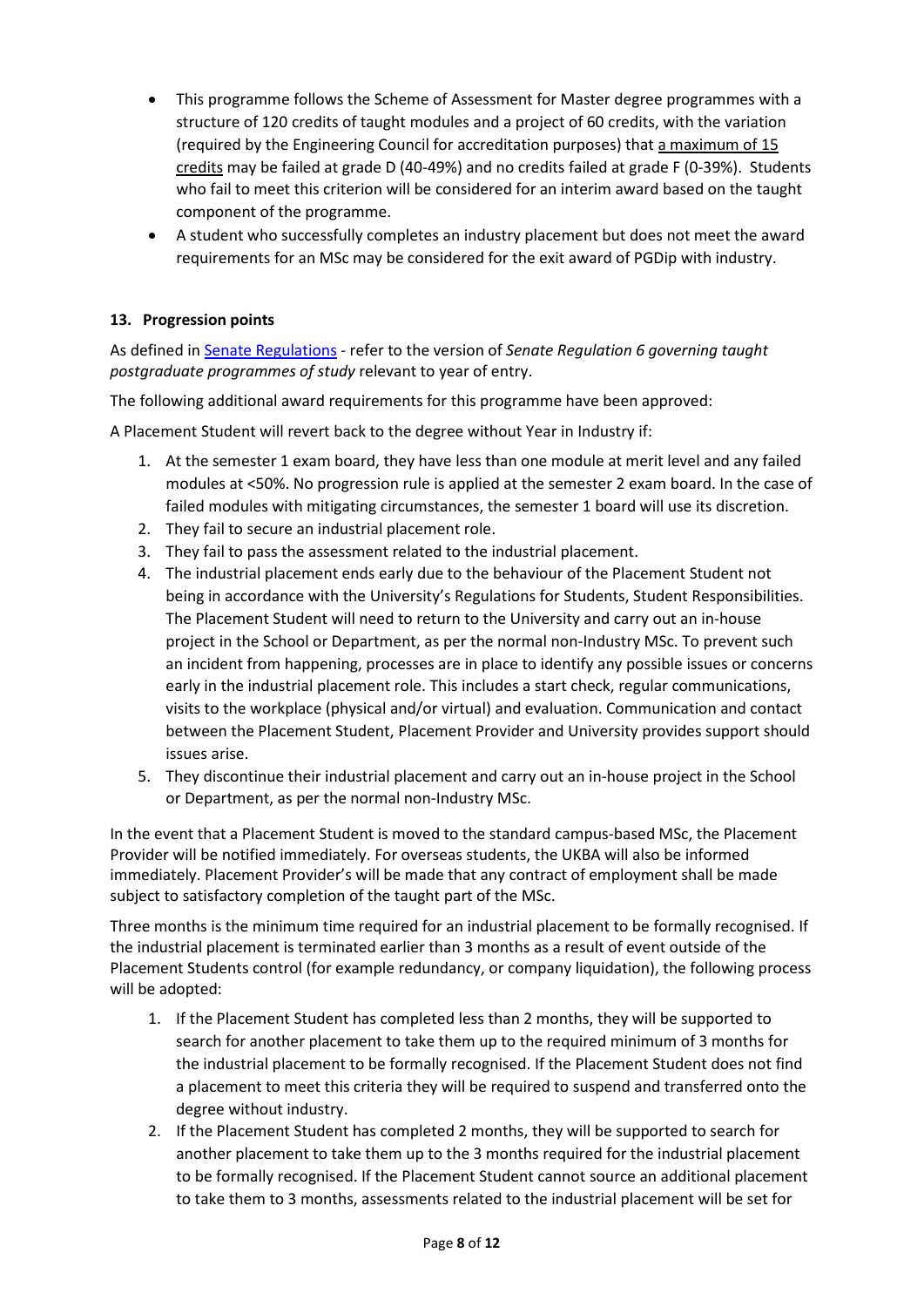- This programme follows the Scheme of Assessment for Master degree programmes with a structure of 120 credits of taught modules and a project of 60 credits, with the variation (required by the Engineering Council for accreditation purposes) that a maximum of 15 credits may be failed at grade D (40-49%) and no credits failed at grade F (0-39%). Students who fail to meet this criterion will be considered for an interim award based on the taught component of the programme.
- A student who successfully completes an industry placement but does not meet the award requirements for an MSc may be considered for the exit award of PGDip with industry.

### 13. Progression points

As defined in Senate Regulations - refer to the version of *Senate Regulation 6 governing taught postgraduate programmes of study* relevant to year of entry.

The following additional award requirements for this programme have been approved:

A Placement Student will revert back to the degree without Year in Industry if:

1. At the semester 1 exam board, they have less than one module at merit level and any failed modules at <50%. No progression rule is applied at the semester 2 exam board. In the case of failed modules with mitigating circumstances, the semester 1 board will use its discretion.
2. They fail to secure an industrial placement role.
3. They fail to pass the assessment related to the industrial placement.
4. The industrial placement ends early due to the behaviour of the Placement Student not being in accordance with the University's Regulations for Students, Student Responsibilities. The Placement Student will need to return to the University and carry out an in-house project in the School or Department, as per the normal non-Industry MSc. To prevent such an incident from happening, processes are in place to identify any possible issues or concerns early in the industrial placement role. This includes a start check, regular communications, visits to the workplace (physical and/or virtual) and evaluation. Communication and contact between the Placement Student, Placement Provider and University provides support should issues arise.
5. They discontinue their industrial placement and carry out an in-house project in the School or Department, as per the normal non-Industry MSc.

In the event that a Placement Student is moved to the standard campus-based MSc, the Placement Provider will be notified immediately. For overseas students, the UKBA will also be informed immediately. Placement Provider's will be made that any contract of employment shall be made subject to satisfactory completion of the taught part of the MSc.

Three months is the minimum time required for an industrial placement to be formally recognised. If the industrial placement is terminated earlier than 3 months as a result of event outside of the Placement Students control (for example redundancy, or company liquidation), the following process will be adopted:

1. If the Placement Student has completed less than 2 months, they will be supported to search for another placement to take them up to the required minimum of 3 months for the industrial placement to be formally recognised. If the Placement Student does not find a placement to meet this criteria they will be required to suspend and transferred onto the degree without industry.
2. If the Placement Student has completed 2 months, they will be supported to search for another placement to take them up to the 3 months required for the industrial placement to be formally recognised. If the Placement Student cannot source an additional placement to take them to 3 months, assessments related to the industrial placement will be set for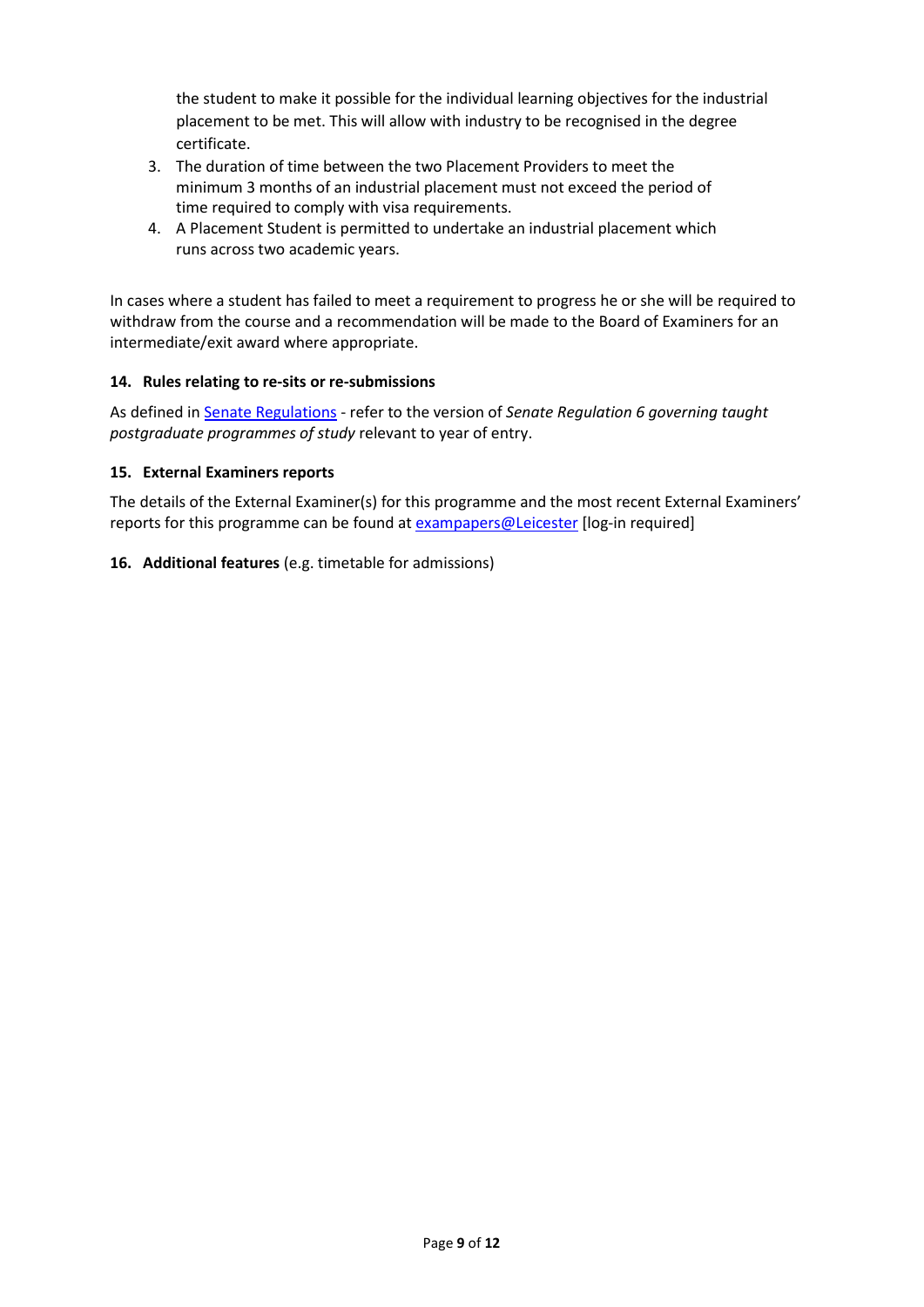the student to make it possible for the individual learning objectives for the industrial placement to be met. This will allow with industry to be recognised in the degree certificate.

3. The duration of time between the two Placement Providers to meet the minimum 3 months of an industrial placement must not exceed the period of time required to comply with visa requirements.
4. A Placement Student is permitted to undertake an industrial placement which runs across two academic years.

In cases where a student has failed to meet a requirement to progress he or she will be required to withdraw from the course and a recommendation will be made to the Board of Examiners for an intermediate/exit award where appropriate.

**14. Rules relating to re-sits or re-submissions**

As defined in Senate Regulations - refer to the version of *Senate Regulation 6 governing taught postgraduate programmes of study* relevant to year of entry.

**15. External Examiners reports**

The details of the External Examiner(s) for this programme and the most recent External Examiners' reports for this programme can be found at exampapers@Leicester [log-in required]

**16. Additional features** (e.g. timetable for admissions)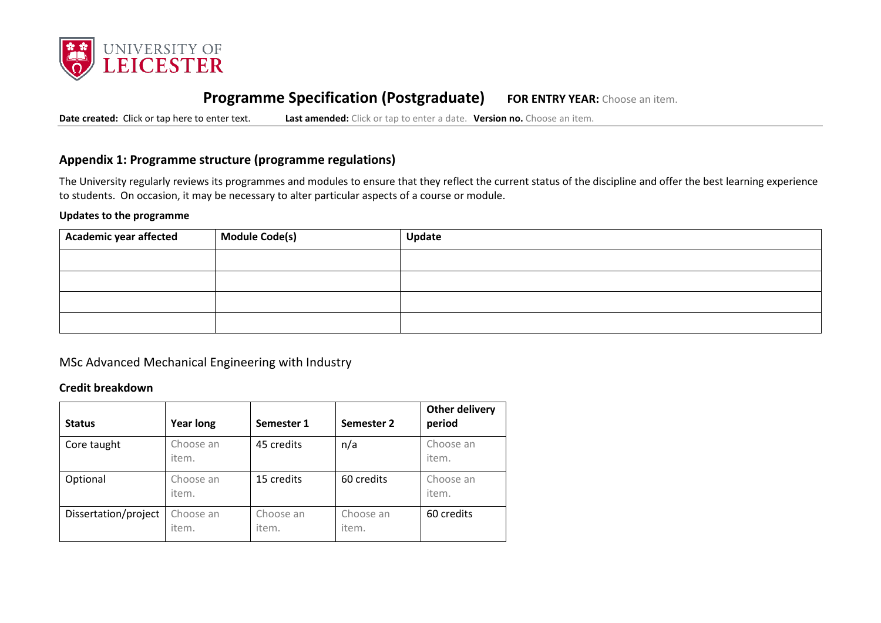# Programme Specification (Postgraduate)

**FOR ENTRY YEAR:** Choose an item.

**Date created:** Click or tap here to enter text. **Last amended:** Click or tap to enter a date. **Version no.** Choose an item.

## Appendix 1: Programme structure (programme regulations)

The University regularly reviews its programmes and modules to ensure that they reflect the current status of the discipline and offer the best learning experience to students. On occasion, it may be necessary to alter particular aspects of a course or module.

### Updates to the programme

| Academic year affected | Module Code(s) | Update |
|---|---|---|
| | | |
| | | |
| | | |
| | | |

MSc Advanced Mechanical Engineering with Industry

### Credit breakdown

| Status | Year long | Semester 1 | Semester 2 | Other delivery period |
|---|---|---|---|---|
| Core taught | Choose an item. | 45 credits | n/a | Choose an item. |
| Optional | Choose an item. | 15 credits | 60 credits | Choose an item. |
| Dissertation/project | Choose an item. | Choose an item. | Choose an item. | 60 credits |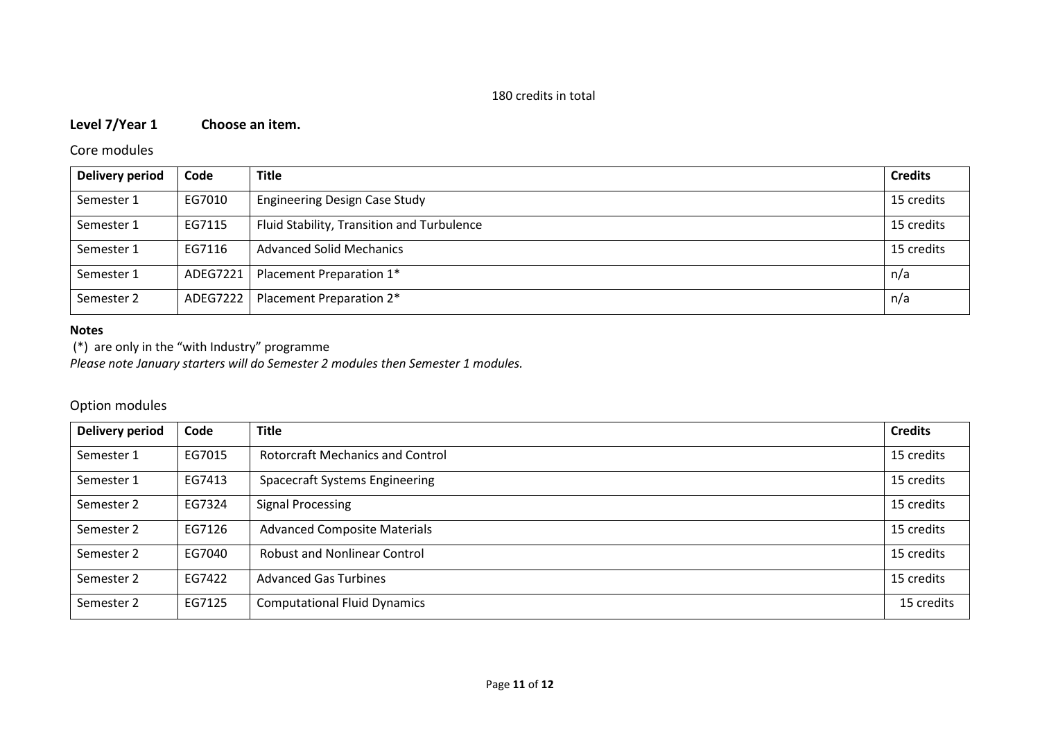180 credits in total

**Level 7/Year 1 Choose an item.**

Core modules

| Delivery period | Code | Title | Credits |
|---|---|---|---|
| Semester 1 | EG7010 | Engineering Design Case Study | 15 credits |
| Semester 1 | EG7115 | Fluid Stability, Transition and Turbulence | 15 credits |
| Semester 1 | EG7116 | Advanced Solid Mechanics | 15 credits |
| Semester 1 | ADEG7221 | Placement Preparation 1* | n/a |
| Semester 2 | ADEG7222 | Placement Preparation 2* | n/a |

**Notes**

(*) are only in the "with Industry" programme

*Please note January starters will do Semester 2 modules then Semester 1 modules.*

Option modules

| Delivery period | Code | Title | Credits |
|---|---|---|---|
| Semester 1 | EG7015 | Rotorcraft Mechanics and Control | 15 credits |
| Semester 1 | EG7413 | Spacecraft Systems Engineering | 15 credits |
| Semester 2 | EG7324 | Signal Processing | 15 credits |
| Semester 2 | EG7126 | Advanced Composite Materials | 15 credits |
| Semester 2 | EG7040 | Robust and Nonlinear Control | 15 credits |
| Semester 2 | EG7422 | Advanced Gas Turbines | 15 credits |
| Semester 2 | EG7125 | Computational Fluid Dynamics | 15 credits |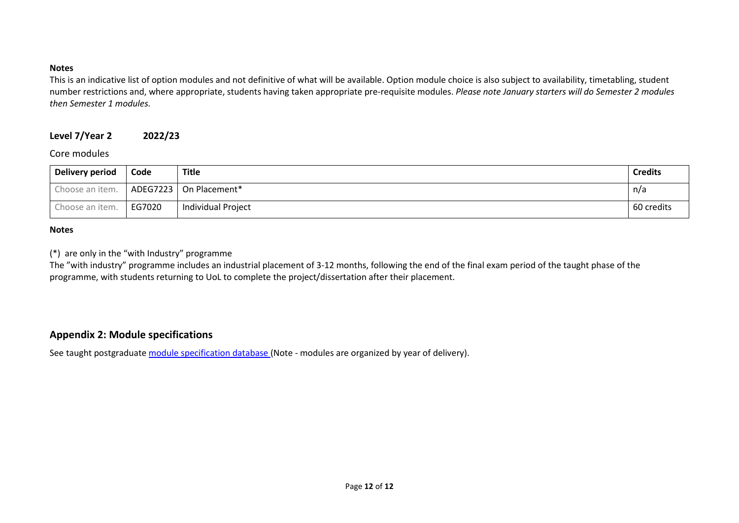**Notes**

This is an indicative list of option modules and not definitive of what will be available. Option module choice is also subject to availability, timetabling, student number restrictions and, where appropriate, students having taken appropriate pre-requisite modules. *Please note January starters will do Semester 2 modules then Semester 1 modules.*

### Level 7/Year 2 2022/23

Core modules

| Delivery period | Code | Title | Credits |
|---|---|---|---|
| Choose an item. | ADEG7223 | On Placement* | n/a |
| Choose an item. | EG7020 | Individual Project | 60 credits |

**Notes**

(*) are only in the "with Industry" programme

The "with industry" programme includes an industrial placement of 3-12 months, following the end of the final exam period of the taught phase of the programme, with students returning to UoL to complete the project/dissertation after their placement.

## Appendix 2: Module specifications

See taught postgraduate [module specification database](#) (Note - modules are organized by year of delivery).